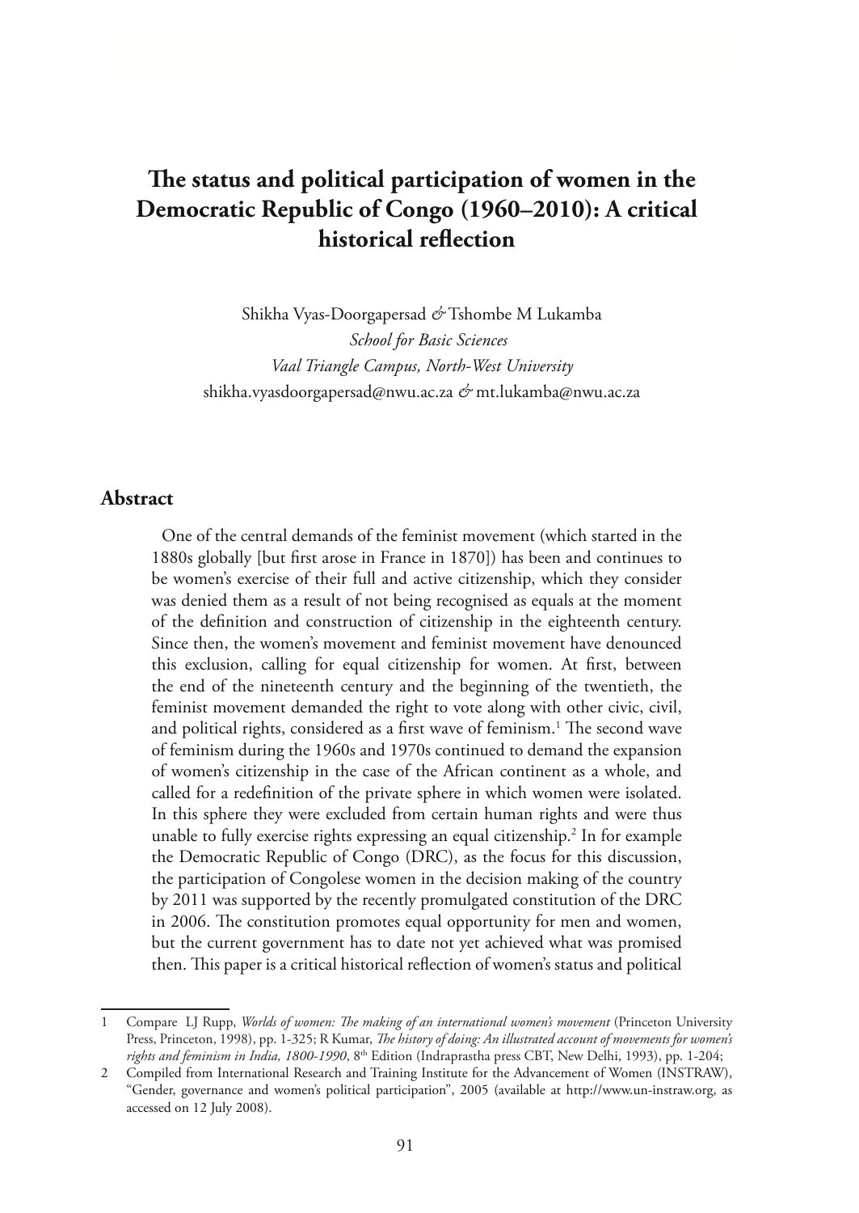# The status and political participation of women in the Democratic Republic of Congo (1960–2010): A critical historical reflection

Shikha Vyas-Doorgapersad *&* Tshombe M Lukamba

*School for Basic Sciences*

*Vaal Triangle Campus, North-West University*

shikha.vyasdoorgapersad@nwu.ac.za *&* mt.lukamba@nwu.ac.za

## Abstract

One of the central demands of the feminist movement (which started in the 1880s globally [but first arose in France in 1870]) has been and continues to be women's exercise of their full and active citizenship, which they consider was denied them as a result of not being recognised as equals at the moment of the definition and construction of citizenship in the eighteenth century. Since then, the women's movement and feminist movement have denounced this exclusion, calling for equal citizenship for women. At first, between the end of the nineteenth century and the beginning of the twentieth, the feminist movement demanded the right to vote along with other civic, civil, and political rights, considered as a first wave of feminism.[1] The second wave of feminism during the 1960s and 1970s continued to demand the expansion of women's citizenship in the case of the African continent as a whole, and called for a redefinition of the private sphere in which women were isolated. In this sphere they were excluded from certain human rights and were thus unable to fully exercise rights expressing an equal citizenship.[2] In for example the Democratic Republic of Congo (DRC), as the focus for this discussion, the participation of Congolese women in the decision making of the country by 2011 was supported by the recently promulgated constitution of the DRC in 2006. The constitution promotes equal opportunity for men and women, but the current government has to date not yet achieved what was promised then. This paper is a critical historical reflection of women's status and political

---

1 Compare LJ Rupp, *Worlds of women: The making of an international women's movement* (Princeton University Press, Princeton, 1998), pp. 1-325; R Kumar, *The history of doing: An illustrated account of movements for women's rights and feminism in India, 1800-1990*, 8th Edition (Indraprastha press CBT, New Delhi, 1993), pp. 1-204;

2 Compiled from International Research and Training Institute for the Advancement of Women (INSTRAW), "Gender, governance and women's political participation", 2005 (available at http://www.un-instraw.org, as accessed on 12 July 2008).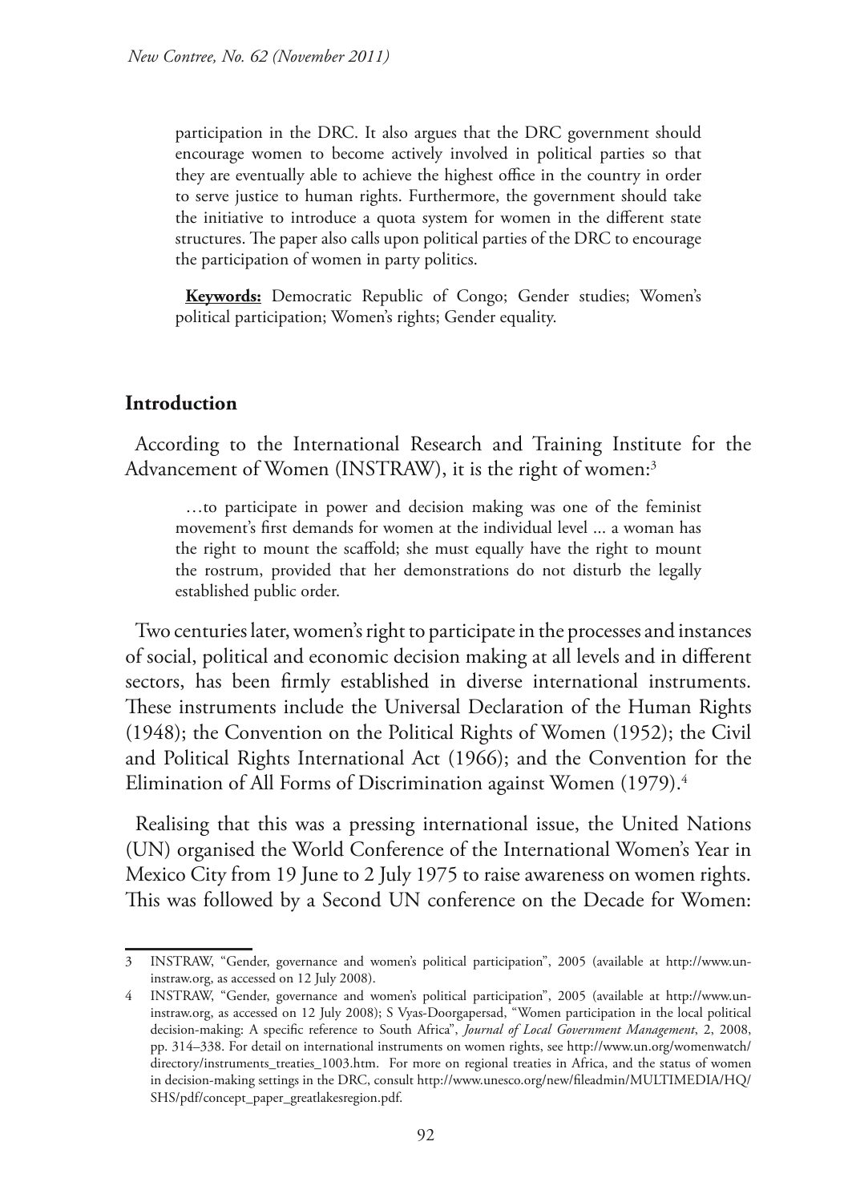participation in the DRC. It also argues that the DRC government should encourage women to become actively involved in political parties so that they are eventually able to achieve the highest office in the country in order to serve justice to human rights. Furthermore, the government should take the initiative to introduce a quota system for women in the different state structures. The paper also calls upon political parties of the DRC to encourage the participation of women in party politics.

**Keywords:** Democratic Republic of Congo; Gender studies; Women's political participation; Women's rights; Gender equality.

## Introduction

According to the International Research and Training Institute for the Advancement of Women (INSTRAW), it is the right of women:[3]

> …to participate in power and decision making was one of the feminist movement's first demands for women at the individual level ... a woman has the right to mount the scaffold; she must equally have the right to mount the rostrum, provided that her demonstrations do not disturb the legally established public order.

Two centuries later, women's right to participate in the processes and instances of social, political and economic decision making at all levels and in different sectors, has been firmly established in diverse international instruments. These instruments include the Universal Declaration of the Human Rights (1948); the Convention on the Political Rights of Women (1952); the Civil and Political Rights International Act (1966); and the Convention for the Elimination of All Forms of Discrimination against Women (1979).[4]

Realising that this was a pressing international issue, the United Nations (UN) organised the World Conference of the International Women's Year in Mexico City from 19 June to 2 July 1975 to raise awareness on women rights. This was followed by a Second UN conference on the Decade for Women:

---

3 INSTRAW, "Gender, governance and women's political participation", 2005 (available at http://www.un-instraw.org, as accessed on 12 July 2008).

4 INSTRAW, "Gender, governance and women's political participation", 2005 (available at http://www.un-instraw.org, as accessed on 12 July 2008); S Vyas-Doorgapersad, "Women participation in the local political decision-making: A specific reference to South Africa", *Journal of Local Government Management*, 2, 2008, pp. 314–338. For detail on international instruments on women rights, see http://www.un.org/womenwatch/directory/instruments_treaties_1003.htm. For more on regional treaties in Africa, and the status of women in decision-making settings in the DRC, consult http://www.unesco.org/new/fileadmin/MULTIMEDIA/HQ/SHS/pdf/concept_paper_greatlakesregion.pdf.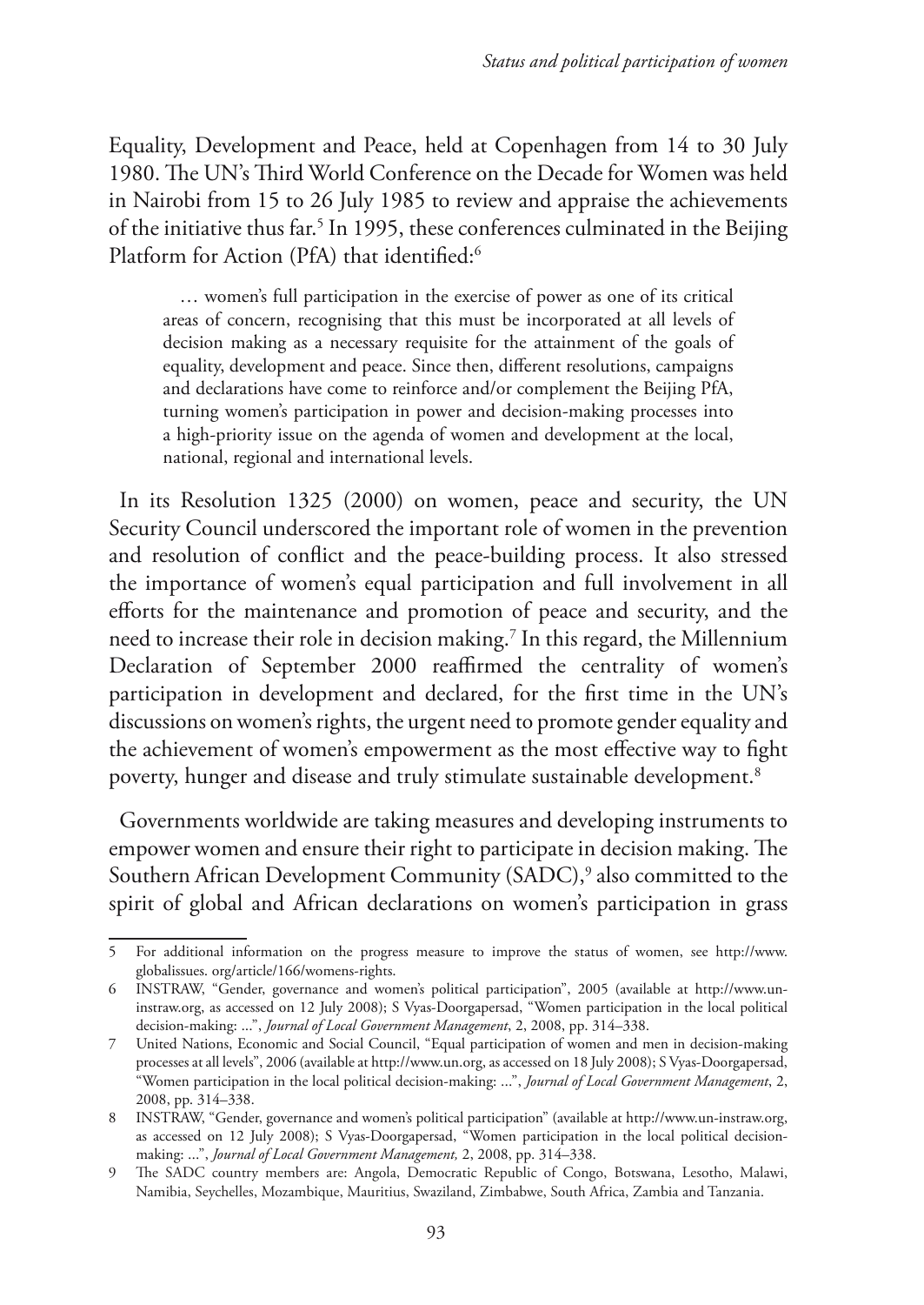Equality, Development and Peace, held at Copenhagen from 14 to 30 July 1980. The UN's Third World Conference on the Decade for Women was held in Nairobi from 15 to 26 July 1985 to review and appraise the achievements of the initiative thus far.[5] In 1995, these conferences culminated in the Beijing Platform for Action (PfA) that identified:[6]

> … women's full participation in the exercise of power as one of its critical areas of concern, recognising that this must be incorporated at all levels of decision making as a necessary requisite for the attainment of the goals of equality, development and peace. Since then, different resolutions, campaigns and declarations have come to reinforce and/or complement the Beijing PfA, turning women's participation in power and decision-making processes into a high-priority issue on the agenda of women and development at the local, national, regional and international levels.

In its Resolution 1325 (2000) on women, peace and security, the UN Security Council underscored the important role of women in the prevention and resolution of conflict and the peace-building process. It also stressed the importance of women's equal participation and full involvement in all efforts for the maintenance and promotion of peace and security, and the need to increase their role in decision making.[7] In this regard, the Millennium Declaration of September 2000 reaffirmed the centrality of women's participation in development and declared, for the first time in the UN's discussions on women's rights, the urgent need to promote gender equality and the achievement of women's empowerment as the most effective way to fight poverty, hunger and disease and truly stimulate sustainable development.[8]

Governments worldwide are taking measures and developing instruments to empower women and ensure their right to participate in decision making. The Southern African Development Community (SADC),[9] also committed to the spirit of global and African declarations on women's participation in grass

---

5 For additional information on the progress measure to improve the status of women, see http://www.globalissues. org/article/166/womens-rights.

6 INSTRAW, "Gender, governance and women's political participation", 2005 (available at http://www.un-instraw.org, as accessed on 12 July 2008); S Vyas-Doorgapersad, "Women participation in the local political decision-making: ...", *Journal of Local Government Management*, 2, 2008, pp. 314–338.

7 United Nations, Economic and Social Council, "Equal participation of women and men in decision-making processes at all levels", 2006 (available at http://www.un.org, as accessed on 18 July 2008); S Vyas-Doorgapersad, "Women participation in the local political decision-making: ...", *Journal of Local Government Management*, 2, 2008, pp. 314–338.

8 INSTRAW, "Gender, governance and women's political participation" (available at http://www.un-instraw.org, as accessed on 12 July 2008); S Vyas-Doorgapersad, "Women participation in the local political decision-making: ...", *Journal of Local Government Management,* 2, 2008, pp. 314–338.

9 The SADC country members are: Angola, Democratic Republic of Congo, Botswana, Lesotho, Malawi, Namibia, Seychelles, Mozambique, Mauritius, Swaziland, Zimbabwe, South Africa, Zambia and Tanzania.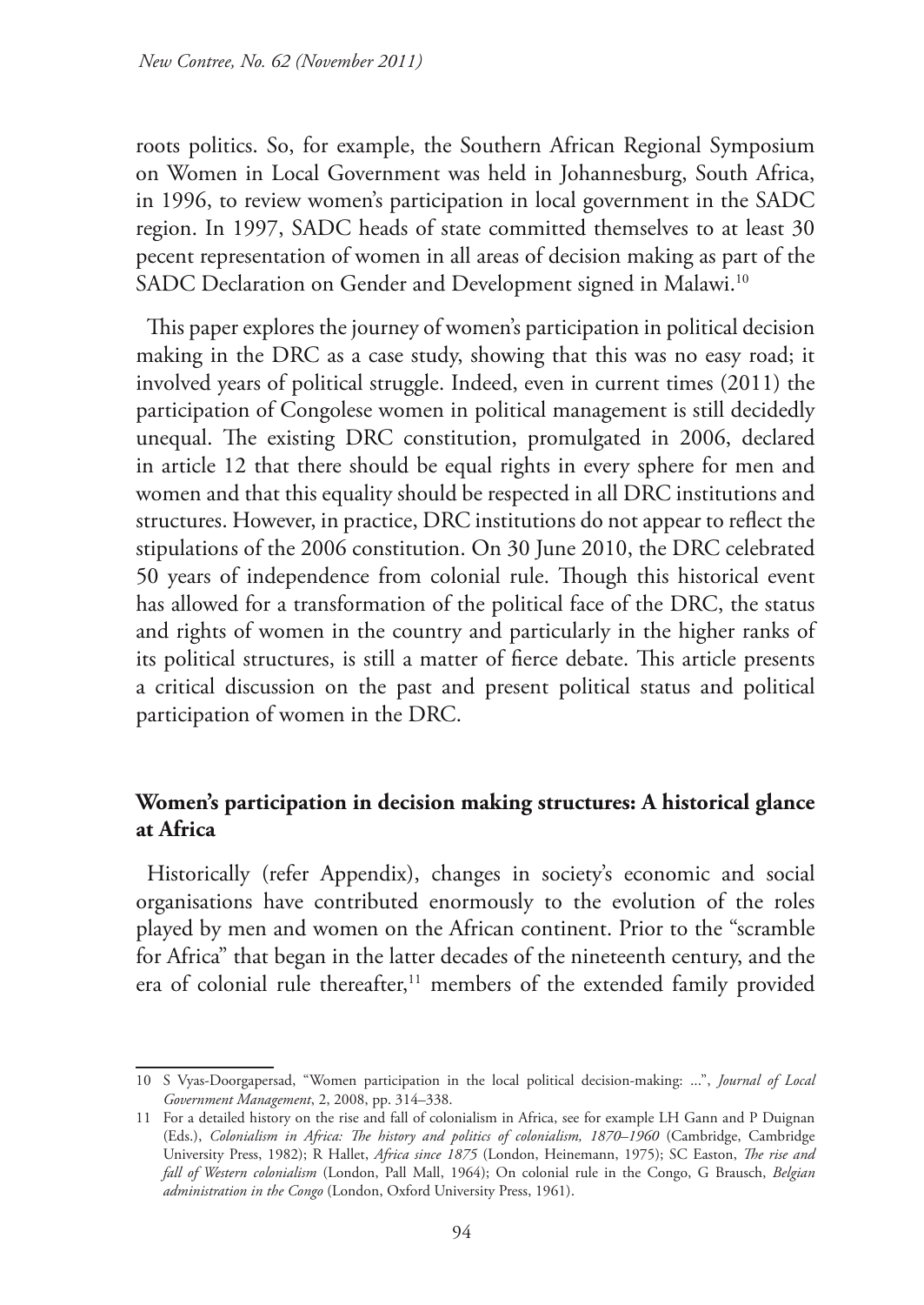roots politics. So, for example, the Southern African Regional Symposium on Women in Local Government was held in Johannesburg, South Africa, in 1996, to review women's participation in local government in the SADC region. In 1997, SADC heads of state committed themselves to at least 30 pecent representation of women in all areas of decision making as part of the SADC Declaration on Gender and Development signed in Malawi.[10]

This paper explores the journey of women's participation in political decision making in the DRC as a case study, showing that this was no easy road; it involved years of political struggle. Indeed, even in current times (2011) the participation of Congolese women in political management is still decidedly unequal. The existing DRC constitution, promulgated in 2006, declared in article 12 that there should be equal rights in every sphere for men and women and that this equality should be respected in all DRC institutions and structures. However, in practice, DRC institutions do not appear to reflect the stipulations of the 2006 constitution. On 30 June 2010, the DRC celebrated 50 years of independence from colonial rule. Though this historical event has allowed for a transformation of the political face of the DRC, the status and rights of women in the country and particularly in the higher ranks of its political structures, is still a matter of fierce debate. This article presents a critical discussion on the past and present political status and political participation of women in the DRC.

## Women's participation in decision making structures: A historical glance at Africa

Historically (refer Appendix), changes in society's economic and social organisations have contributed enormously to the evolution of the roles played by men and women on the African continent. Prior to the "scramble for Africa" that began in the latter decades of the nineteenth century, and the era of colonial rule thereafter,[11] members of the extended family provided

---

10 S Vyas-Doorgapersad, "Women participation in the local political decision-making: ...", *Journal of Local Government Management*, 2, 2008, pp. 314–338.

11 For a detailed history on the rise and fall of colonialism in Africa, see for example LH Gann and P Duignan (Eds.), *Colonialism in Africa: The history and politics of colonialism, 1870–1960* (Cambridge, Cambridge University Press, 1982); R Hallet, *Africa since 1875* (London, Heinemann, 1975); SC Easton, *The rise and fall of Western colonialism* (London, Pall Mall, 1964); On colonial rule in the Congo, G Brausch, *Belgian administration in the Congo* (London, Oxford University Press, 1961).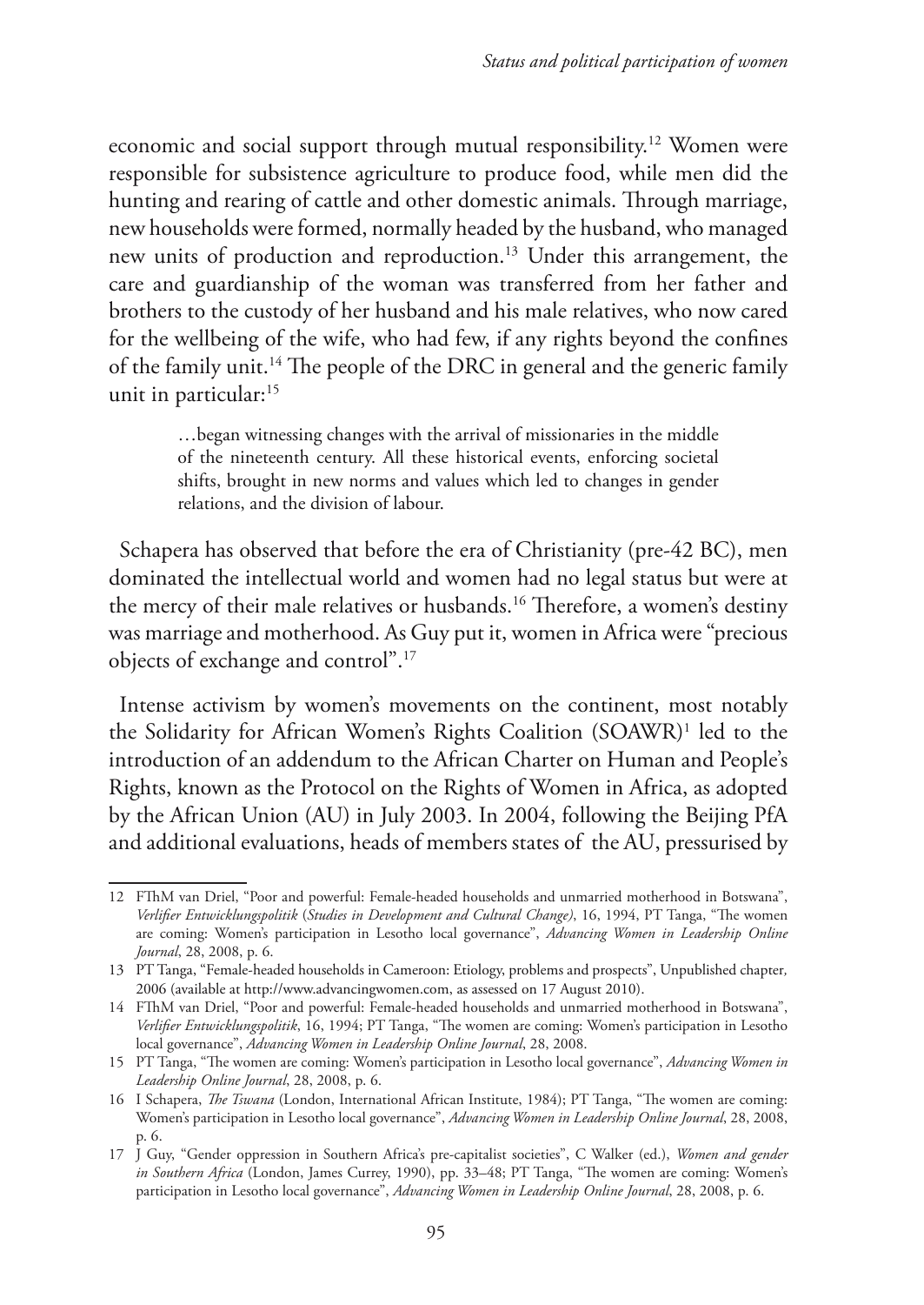economic and social support through mutual responsibility.[12] Women were responsible for subsistence agriculture to produce food, while men did the hunting and rearing of cattle and other domestic animals. Through marriage, new households were formed, normally headed by the husband, who managed new units of production and reproduction.[13] Under this arrangement, the care and guardianship of the woman was transferred from her father and brothers to the custody of her husband and his male relatives, who now cared for the wellbeing of the wife, who had few, if any rights beyond the confines of the family unit.[14] The people of the DRC in general and the generic family unit in particular:[15]

> …began witnessing changes with the arrival of missionaries in the middle of the nineteenth century. All these historical events, enforcing societal shifts, brought in new norms and values which led to changes in gender relations, and the division of labour.

Schapera has observed that before the era of Christianity (pre-42 BC), men dominated the intellectual world and women had no legal status but were at the mercy of their male relatives or husbands.[16] Therefore, a women's destiny was marriage and motherhood. As Guy put it, women in Africa were "precious objects of exchange and control".[17]

Intense activism by women's movements on the continent, most notably the Solidarity for African Women's Rights Coalition (SOAWR)[1] led to the introduction of an addendum to the African Charter on Human and People's Rights, known as the Protocol on the Rights of Women in Africa, as adopted by the African Union (AU) in July 2003. In 2004, following the Beijing PfA and additional evaluations, heads of members states of the AU, pressurised by

---

12 FThM van Driel, "Poor and powerful: Female-headed households and unmarried motherhood in Botswana", *Verlifier Entwicklungspolitik* (*Studies in Development and Cultural Change)*, 16, 1994, PT Tanga, "The women are coming: Women's participation in Lesotho local governance", *Advancing Women in Leadership Online Journal*, 28, 2008, p. 6.

13 PT Tanga, "Female-headed households in Cameroon: Etiology, problems and prospects", Unpublished chapter*,* 2006 (available at http://www.advancingwomen.com, as assessed on 17 August 2010).

14 FThM van Driel, "Poor and powerful: Female-headed households and unmarried motherhood in Botswana", *Verlifier Entwicklungspolitik*, 16, 1994; PT Tanga, "The women are coming: Women's participation in Lesotho local governance", *Advancing Women in Leadership Online Journal*, 28, 2008.

15 PT Tanga, "The women are coming: Women's participation in Lesotho local governance", *Advancing Women in Leadership Online Journal*, 28, 2008, p. 6.

16 I Schapera, *The Tswana* (London, International African Institute, 1984); PT Tanga, "The women are coming: Women's participation in Lesotho local governance", *Advancing Women in Leadership Online Journal*, 28, 2008, p. 6.

17 J Guy, "Gender oppression in Southern Africa's pre-capitalist societies", C Walker (ed.), *Women and gender in Southern Africa* (London, James Currey, 1990), pp. 33–48; PT Tanga, "The women are coming: Women's participation in Lesotho local governance", *Advancing Women in Leadership Online Journal*, 28, 2008, p. 6.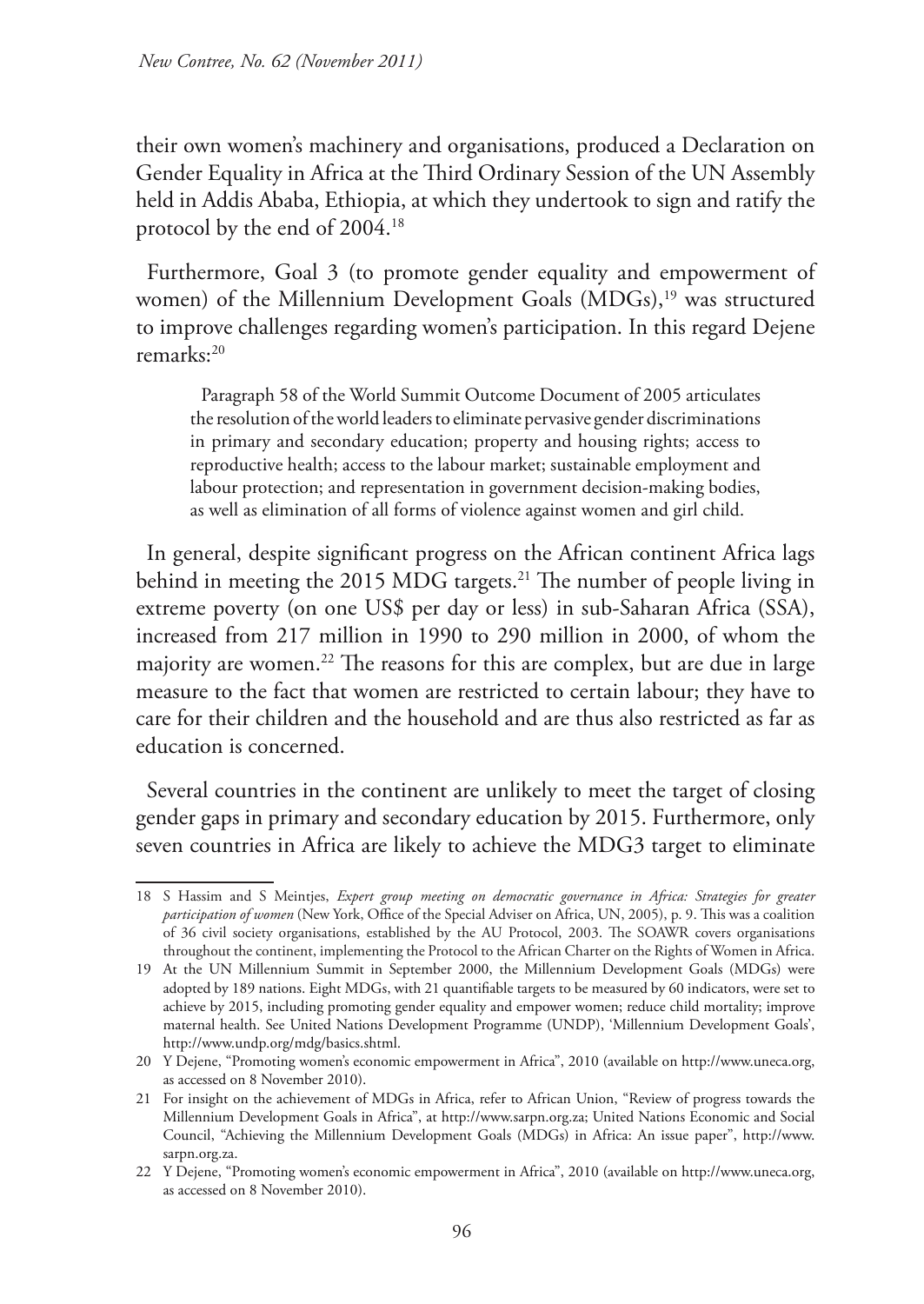their own women's machinery and organisations, produced a Declaration on Gender Equality in Africa at the Third Ordinary Session of the UN Assembly held in Addis Ababa, Ethiopia, at which they undertook to sign and ratify the protocol by the end of 2004.[18]

Furthermore, Goal 3 (to promote gender equality and empowerment of women) of the Millennium Development Goals (MDGs),[19] was structured to improve challenges regarding women's participation. In this regard Dejene remarks:[20]

> Paragraph 58 of the World Summit Outcome Document of 2005 articulates the resolution of the world leaders to eliminate pervasive gender discriminations in primary and secondary education; property and housing rights; access to reproductive health; access to the labour market; sustainable employment and labour protection; and representation in government decision-making bodies, as well as elimination of all forms of violence against women and girl child.

In general, despite significant progress on the African continent Africa lags behind in meeting the 2015 MDG targets.[21] The number of people living in extreme poverty (on one US$ per day or less) in sub-Saharan Africa (SSA), increased from 217 million in 1990 to 290 million in 2000, of whom the majority are women.[22] The reasons for this are complex, but are due in large measure to the fact that women are restricted to certain labour; they have to care for their children and the household and are thus also restricted as far as education is concerned.

Several countries in the continent are unlikely to meet the target of closing gender gaps in primary and secondary education by 2015. Furthermore, only seven countries in Africa are likely to achieve the MDG3 target to eliminate

---

18 S Hassim and S Meintjes, *Expert group meeting on democratic governance in Africa: Strategies for greater participation of women* (New York, Office of the Special Adviser on Africa, UN, 2005), p. 9. This was a coalition of 36 civil society organisations, established by the AU Protocol, 2003. The SOAWR covers organisations throughout the continent, implementing the Protocol to the African Charter on the Rights of Women in Africa.

19 At the UN Millennium Summit in September 2000, the Millennium Development Goals (MDGs) were adopted by 189 nations. Eight MDGs, with 21 quantifiable targets to be measured by 60 indicators, were set to achieve by 2015, including promoting gender equality and empower women; reduce child mortality; improve maternal health. See United Nations Development Programme (UNDP), 'Millennium Development Goals', http://www.undp.org/mdg/basics.shtml.

20 Y Dejene, "Promoting women's economic empowerment in Africa", 2010 (available on http://www.uneca.org, as accessed on 8 November 2010).

21 For insight on the achievement of MDGs in Africa, refer to African Union, "Review of progress towards the Millennium Development Goals in Africa", at http://www.sarpn.org.za; United Nations Economic and Social Council, "Achieving the Millennium Development Goals (MDGs) in Africa: An issue paper", http://www.sarpn.org.za.

22 Y Dejene, "Promoting women's economic empowerment in Africa", 2010 (available on http://www.uneca.org, as accessed on 8 November 2010).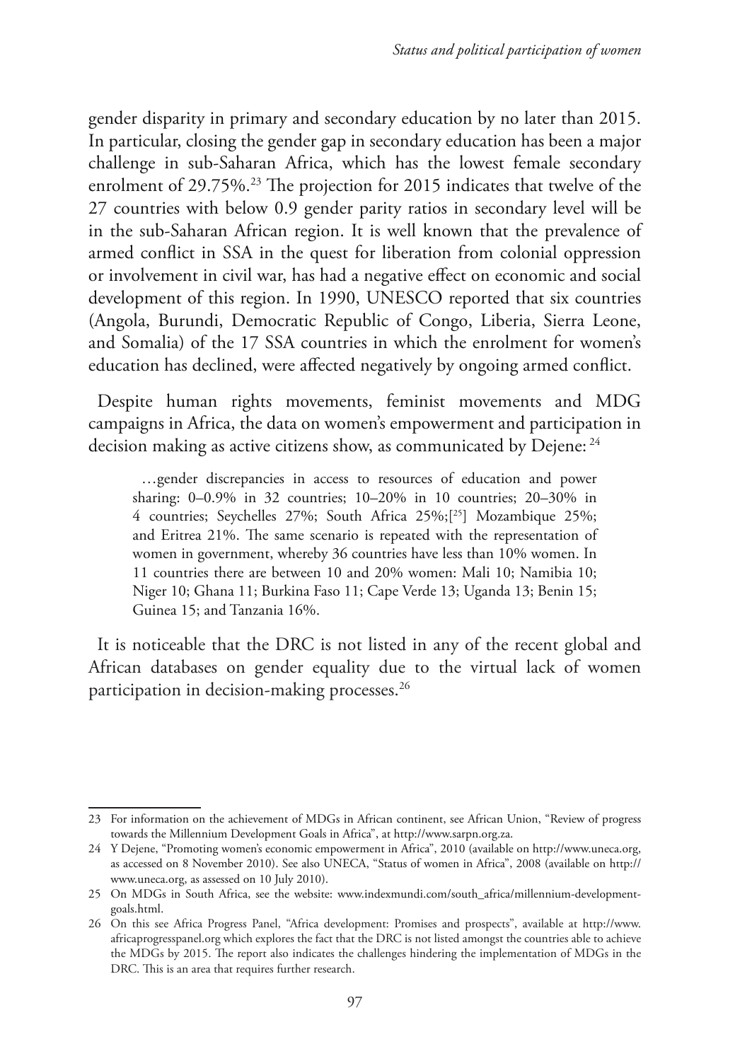gender disparity in primary and secondary education by no later than 2015. In particular, closing the gender gap in secondary education has been a major challenge in sub-Saharan Africa, which has the lowest female secondary enrolment of 29.75%.[23] The projection for 2015 indicates that twelve of the 27 countries with below 0.9 gender parity ratios in secondary level will be in the sub-Saharan African region. It is well known that the prevalence of armed conflict in SSA in the quest for liberation from colonial oppression or involvement in civil war, has had a negative effect on economic and social development of this region. In 1990, UNESCO reported that six countries (Angola, Burundi, Democratic Republic of Congo, Liberia, Sierra Leone, and Somalia) of the 17 SSA countries in which the enrolment for women's education has declined, were affected negatively by ongoing armed conflict.

Despite human rights movements, feminist movements and MDG campaigns in Africa, the data on women's empowerment and participation in decision making as active citizens show, as communicated by Dejene: [24]

> …gender discrepancies in access to resources of education and power sharing: 0–0.9% in 32 countries; 10–20% in 10 countries; 20–30% in 4 countries; Seychelles 27%; South Africa 25%;[25] Mozambique 25%; and Eritrea 21%. The same scenario is repeated with the representation of women in government, whereby 36 countries have less than 10% women. In 11 countries there are between 10 and 20% women: Mali 10; Namibia 10; Niger 10; Ghana 11; Burkina Faso 11; Cape Verde 13; Uganda 13; Benin 15; Guinea 15; and Tanzania 16%.

It is noticeable that the DRC is not listed in any of the recent global and African databases on gender equality due to the virtual lack of women participation in decision-making processes.[26]

---

23 For information on the achievement of MDGs in African continent, see African Union, "Review of progress towards the Millennium Development Goals in Africa", at http://www.sarpn.org.za.

24 Y Dejene, "Promoting women's economic empowerment in Africa", 2010 (available on http://www.uneca.org, as accessed on 8 November 2010). See also UNECA, "Status of women in Africa", 2008 (available on http://www.uneca.org, as assessed on 10 July 2010).

25 On MDGs in South Africa, see the website: www.indexmundi.com/south_africa/millennium-development-goals.html.

26 On this see Africa Progress Panel, "Africa development: Promises and prospects", available at http://www.africaprogresspanel.org which explores the fact that the DRC is not listed amongst the countries able to achieve the MDGs by 2015. The report also indicates the challenges hindering the implementation of MDGs in the DRC. This is an area that requires further research.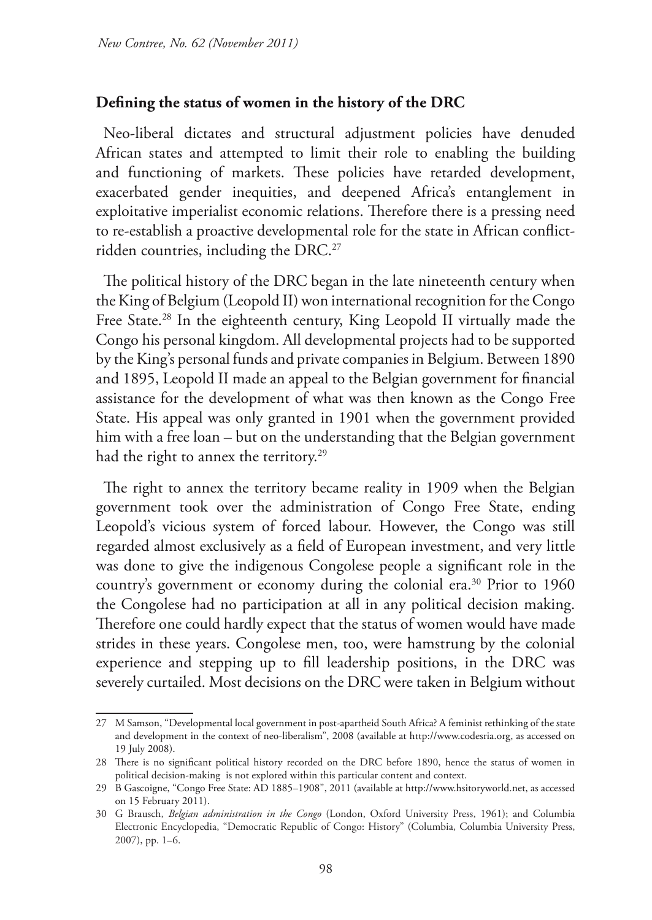## Defining the status of women in the history of the DRC

Neo-liberal dictates and structural adjustment policies have denuded African states and attempted to limit their role to enabling the building and functioning of markets. These policies have retarded development, exacerbated gender inequities, and deepened Africa's entanglement in exploitative imperialist economic relations. Therefore there is a pressing need to re-establish a proactive developmental role for the state in African conflict-ridden countries, including the DRC.[27]

The political history of the DRC began in the late nineteenth century when the King of Belgium (Leopold II) won international recognition for the Congo Free State.[28] In the eighteenth century, King Leopold II virtually made the Congo his personal kingdom. All developmental projects had to be supported by the King's personal funds and private companies in Belgium. Between 1890 and 1895, Leopold II made an appeal to the Belgian government for financial assistance for the development of what was then known as the Congo Free State. His appeal was only granted in 1901 when the government provided him with a free loan – but on the understanding that the Belgian government had the right to annex the territory.[29]

The right to annex the territory became reality in 1909 when the Belgian government took over the administration of Congo Free State, ending Leopold's vicious system of forced labour. However, the Congo was still regarded almost exclusively as a field of European investment, and very little was done to give the indigenous Congolese people a significant role in the country's government or economy during the colonial era.[30] Prior to 1960 the Congolese had no participation at all in any political decision making. Therefore one could hardly expect that the status of women would have made strides in these years. Congolese men, too, were hamstrung by the colonial experience and stepping up to fill leadership positions, in the DRC was severely curtailed. Most decisions on the DRC were taken in Belgium without

---

27 M Samson, "Developmental local government in post-apartheid South Africa? A feminist rethinking of the state and development in the context of neo-liberalism", 2008 (available at http://www.codesria.org, as accessed on 19 July 2008).

28 There is no significant political history recorded on the DRC before 1890, hence the status of women in political decision-making is not explored within this particular content and context.

29 B Gascoigne, "Congo Free State: AD 1885–1908", 2011 (available at http://www.hsitoryworld.net, as accessed on 15 February 2011).

30 G Brausch, *Belgian administration in the Congo* (London, Oxford University Press, 1961); and Columbia Electronic Encyclopedia, "Democratic Republic of Congo: History" (Columbia, Columbia University Press, 2007), pp. 1–6.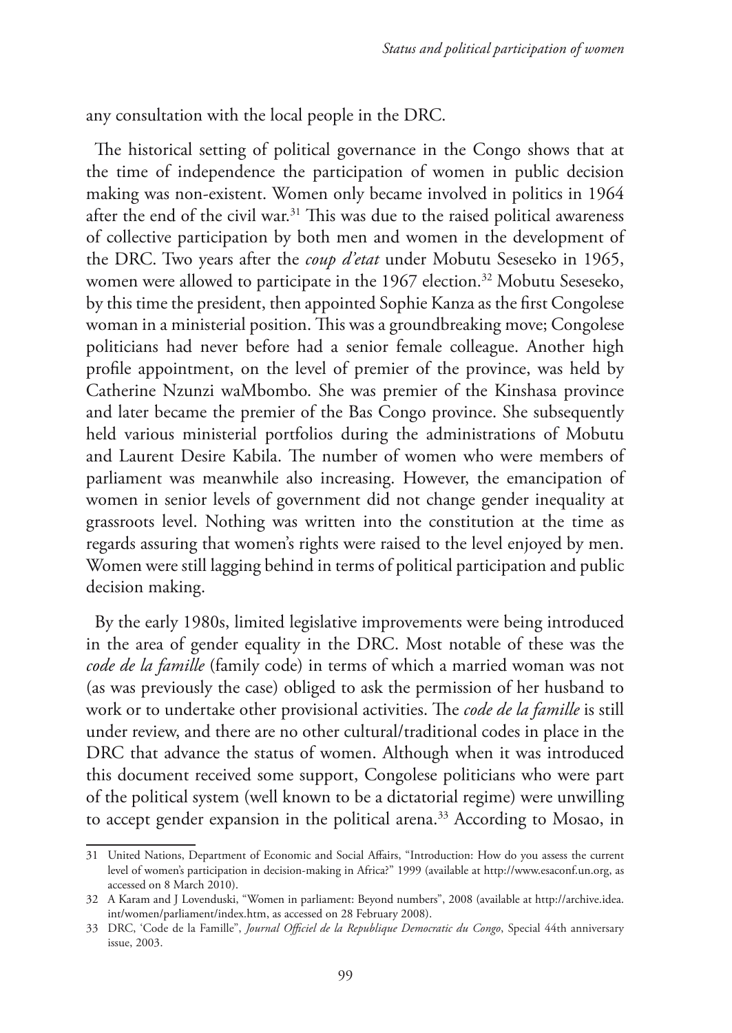any consultation with the local people in the DRC.

The historical setting of political governance in the Congo shows that at the time of independence the participation of women in public decision making was non-existent. Women only became involved in politics in 1964 after the end of the civil war.[31] This was due to the raised political awareness of collective participation by both men and women in the development of the DRC. Two years after the *coup d'etat* under Mobutu Seseseko in 1965, women were allowed to participate in the 1967 election.[32] Mobutu Seseseko, by this time the president, then appointed Sophie Kanza as the first Congolese woman in a ministerial position. This was a groundbreaking move; Congolese politicians had never before had a senior female colleague. Another high profile appointment, on the level of premier of the province, was held by Catherine Nzunzi waMbombo. She was premier of the Kinshasa province and later became the premier of the Bas Congo province. She subsequently held various ministerial portfolios during the administrations of Mobutu and Laurent Desire Kabila. The number of women who were members of parliament was meanwhile also increasing. However, the emancipation of women in senior levels of government did not change gender inequality at grassroots level. Nothing was written into the constitution at the time as regards assuring that women's rights were raised to the level enjoyed by men. Women were still lagging behind in terms of political participation and public decision making.

By the early 1980s, limited legislative improvements were being introduced in the area of gender equality in the DRC. Most notable of these was the *code de la famille* (family code) in terms of which a married woman was not (as was previously the case) obliged to ask the permission of her husband to work or to undertake other provisional activities. The *code de la famille* is still under review, and there are no other cultural/traditional codes in place in the DRC that advance the status of women. Although when it was introduced this document received some support, Congolese politicians who were part of the political system (well known to be a dictatorial regime) were unwilling to accept gender expansion in the political arena.[33] According to Mosao, in

---

31 United Nations, Department of Economic and Social Affairs, "Introduction: How do you assess the current level of women's participation in decision-making in Africa?" 1999 (available at http://www.esaconf.un.org, as accessed on 8 March 2010).

32 A Karam and J Lovenduski, "Women in parliament: Beyond numbers", 2008 (available at http://archive.idea.int/women/parliament/index.htm, as accessed on 28 February 2008).

33 DRC, 'Code de la Famille", *Journal Officiel de la Republique Democratic du Congo*, Special 44th anniversary issue, 2003.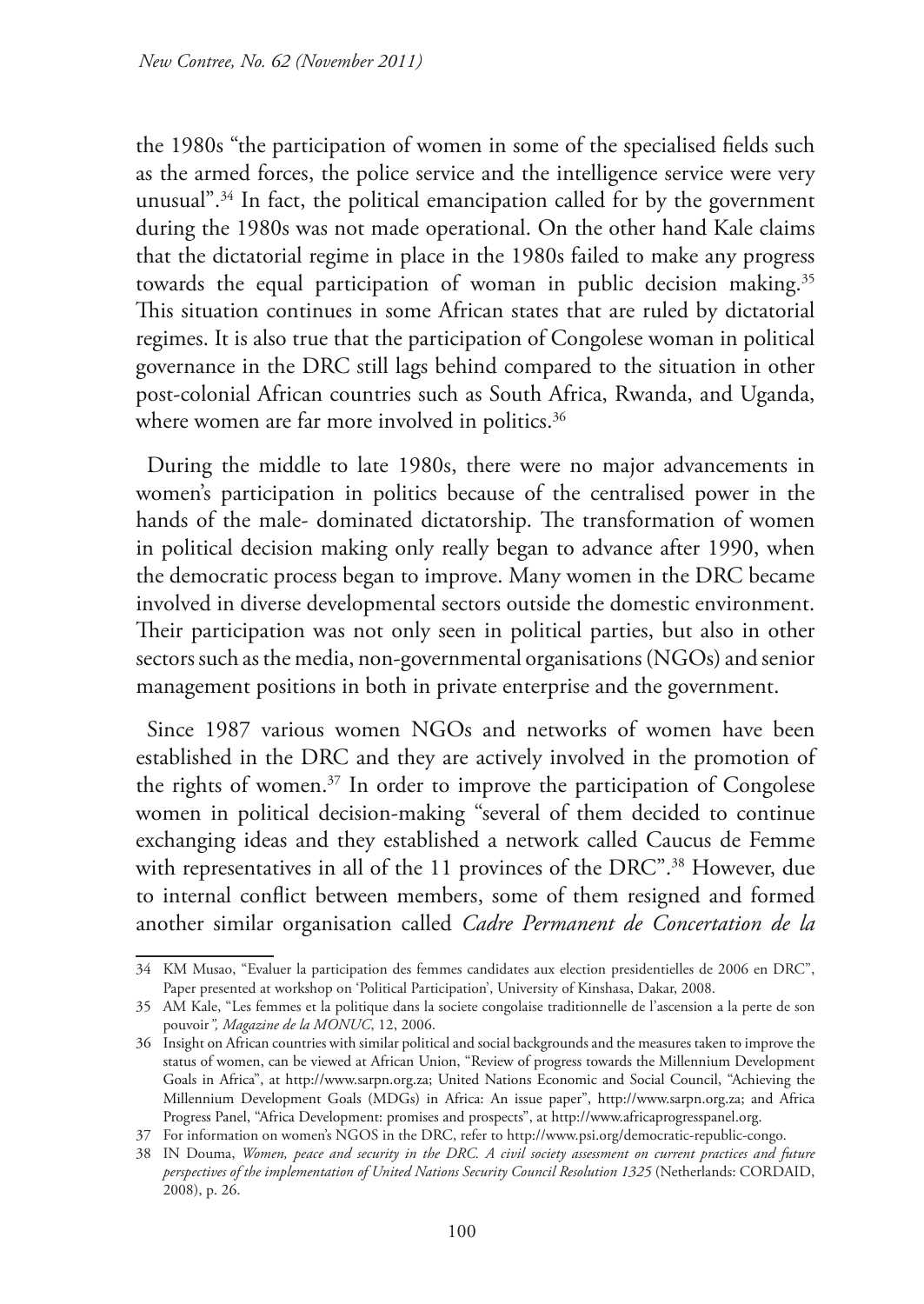the 1980s "the participation of women in some of the specialised fields such as the armed forces, the police service and the intelligence service were very unusual".[34] In fact, the political emancipation called for by the government during the 1980s was not made operational. On the other hand Kale claims that the dictatorial regime in place in the 1980s failed to make any progress towards the equal participation of woman in public decision making.[35] This situation continues in some African states that are ruled by dictatorial regimes. It is also true that the participation of Congolese woman in political governance in the DRC still lags behind compared to the situation in other post-colonial African countries such as South Africa, Rwanda, and Uganda, where women are far more involved in politics.[36]

During the middle to late 1980s, there were no major advancements in women's participation in politics because of the centralised power in the hands of the male- dominated dictatorship. The transformation of women in political decision making only really began to advance after 1990, when the democratic process began to improve. Many women in the DRC became involved in diverse developmental sectors outside the domestic environment. Their participation was not only seen in political parties, but also in other sectors such as the media, non-governmental organisations (NGOs) and senior management positions in both in private enterprise and the government.

Since 1987 various women NGOs and networks of women have been established in the DRC and they are actively involved in the promotion of the rights of women.[37] In order to improve the participation of Congolese women in political decision-making "several of them decided to continue exchanging ideas and they established a network called Caucus de Femme with representatives in all of the 11 provinces of the DRC".[38] However, due to internal conflict between members, some of them resigned and formed another similar organisation called *Cadre Permanent de Concertation de la*

---

34 KM Musao, "Evaluer la participation des femmes candidates aux election presidentielles de 2006 en DRC", Paper presented at workshop on 'Political Participation', University of Kinshasa, Dakar, 2008.

35 AM Kale, "Les femmes et la politique dans la societe congolaise traditionnelle de l'ascension a la perte de son pouvoir*", Magazine de la MONUC*, 12, 2006.

36 Insight on African countries with similar political and social backgrounds and the measures taken to improve the status of women, can be viewed at African Union, "Review of progress towards the Millennium Development Goals in Africa", at http://www.sarpn.org.za; United Nations Economic and Social Council, "Achieving the Millennium Development Goals (MDGs) in Africa: An issue paper", http://www.sarpn.org.za; and Africa Progress Panel, "Africa Development: promises and prospects", at http://www.africaprogresspanel.org.

37 For information on women's NGOS in the DRC, refer to http://www.psi.org/democratic-republic-congo.

38 IN Douma, *Women, peace and security in the DRC. A civil society assessment on current practices and future perspectives of the implementation of United Nations Security Council Resolution 1325* (Netherlands: CORDAID, 2008), p. 26.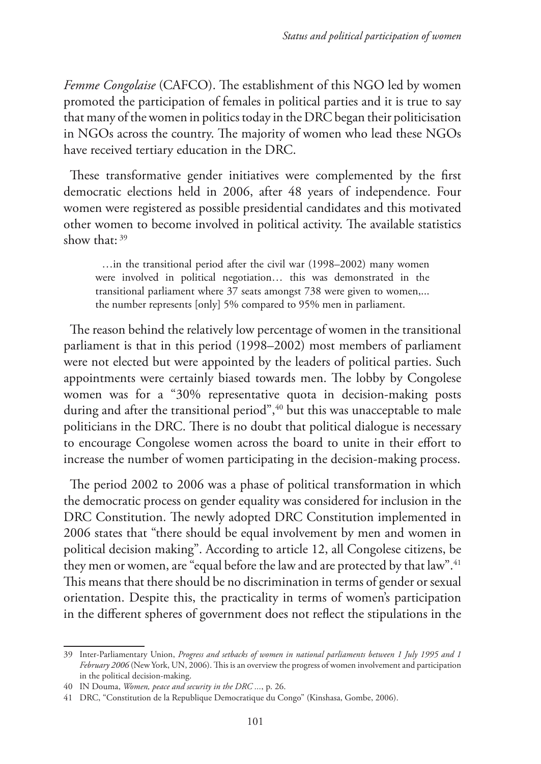*Femme Congolaise* (CAFCO). The establishment of this NGO led by women promoted the participation of females in political parties and it is true to say that many of the women in politics today in the DRC began their politicisation in NGOs across the country. The majority of women who lead these NGOs have received tertiary education in the DRC.

These transformative gender initiatives were complemented by the first democratic elections held in 2006, after 48 years of independence. Four women were registered as possible presidential candidates and this motivated other women to become involved in political activity. The available statistics show that: [39]

> …in the transitional period after the civil war (1998–2002) many women were involved in political negotiation… this was demonstrated in the transitional parliament where 37 seats amongst 738 were given to women,... the number represents [only] 5% compared to 95% men in parliament.

The reason behind the relatively low percentage of women in the transitional parliament is that in this period (1998–2002) most members of parliament were not elected but were appointed by the leaders of political parties. Such appointments were certainly biased towards men. The lobby by Congolese women was for a "30% representative quota in decision-making posts during and after the transitional period",[40] but this was unacceptable to male politicians in the DRC. There is no doubt that political dialogue is necessary to encourage Congolese women across the board to unite in their effort to increase the number of women participating in the decision-making process.

The period 2002 to 2006 was a phase of political transformation in which the democratic process on gender equality was considered for inclusion in the DRC Constitution. The newly adopted DRC Constitution implemented in 2006 states that "there should be equal involvement by men and women in political decision making". According to article 12, all Congolese citizens, be they men or women, are "equal before the law and are protected by that law".[41] This means that there should be no discrimination in terms of gender or sexual orientation. Despite this, the practicality in terms of women's participation in the different spheres of government does not reflect the stipulations in the

---

39 Inter-Parliamentary Union, *Progress and setbacks of women in national parliaments between 1 July 1995 and 1 February 2006* (New York, UN, 2006). This is an overview the progress of women involvement and participation in the political decision-making.

40 IN Douma, *Women, peace and security in the DRC …*, p. 26.

41 DRC, "Constitution de la Republique Democratique du Congo" (Kinshasa, Gombe, 2006).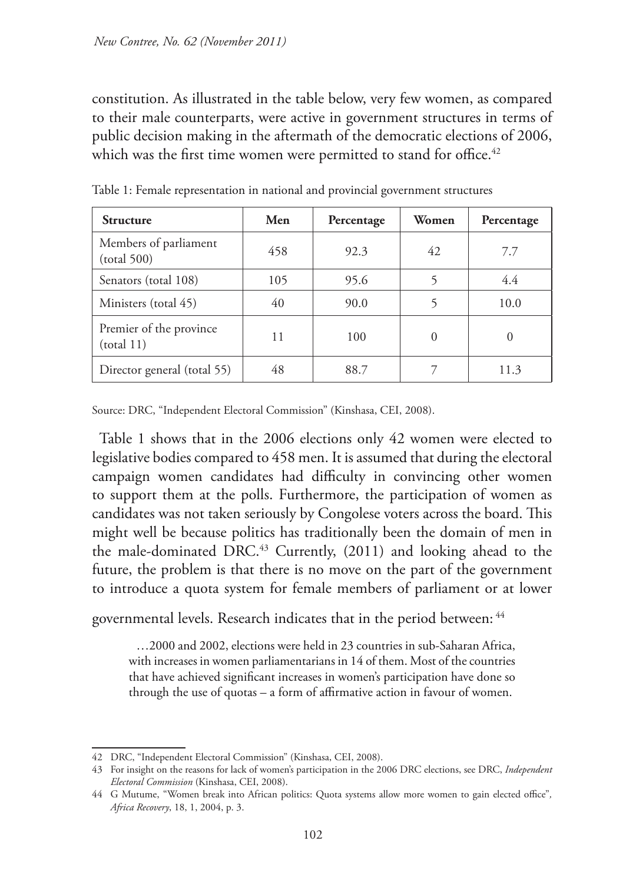constitution. As illustrated in the table below, very few women, as compared to their male counterparts, were active in government structures in terms of public decision making in the aftermath of the democratic elections of 2006, which was the first time women were permitted to stand for office.[42]

Table 1: Female representation in national and provincial government structures

| Structure | Men | Percentage | Women | Percentage |
|---|---|---|---|---|
| Members of parliament (total 500) | 458 | 92.3 | 42 | 7.7 |
| Senators (total 108) | 105 | 95.6 | 5 | 4.4 |
| Ministers (total 45) | 40 | 90.0 | 5 | 10.0 |
| Premier of the province (total 11) | 11 | 100 | 0 | 0 |
| Director general (total 55) | 48 | 88.7 | 7 | 11.3 |

Source: DRC, "Independent Electoral Commission" (Kinshasa, CEI, 2008).

Table 1 shows that in the 2006 elections only 42 women were elected to legislative bodies compared to 458 men. It is assumed that during the electoral campaign women candidates had difficulty in convincing other women to support them at the polls. Furthermore, the participation of women as candidates was not taken seriously by Congolese voters across the board. This might well be because politics has traditionally been the domain of men in the male-dominated DRC.[43] Currently, (2011) and looking ahead to the future, the problem is that there is no move on the part of the government to introduce a quota system for female members of parliament or at lower governmental levels. Research indicates that in the period between: [44]

> …2000 and 2002, elections were held in 23 countries in sub-Saharan Africa, with increases in women parliamentarians in 14 of them. Most of the countries that have achieved significant increases in women's participation have done so through the use of quotas – a form of affirmative action in favour of women.

---

42 DRC, "Independent Electoral Commission" (Kinshasa, CEI, 2008).

43 For insight on the reasons for lack of women's participation in the 2006 DRC elections, see DRC, *Independent Electoral Commission* (Kinshasa, CEI, 2008).

44 G Mutume, "Women break into African politics: Quota systems allow more women to gain elected office", *Africa Recovery*, 18, 1, 2004, p. 3.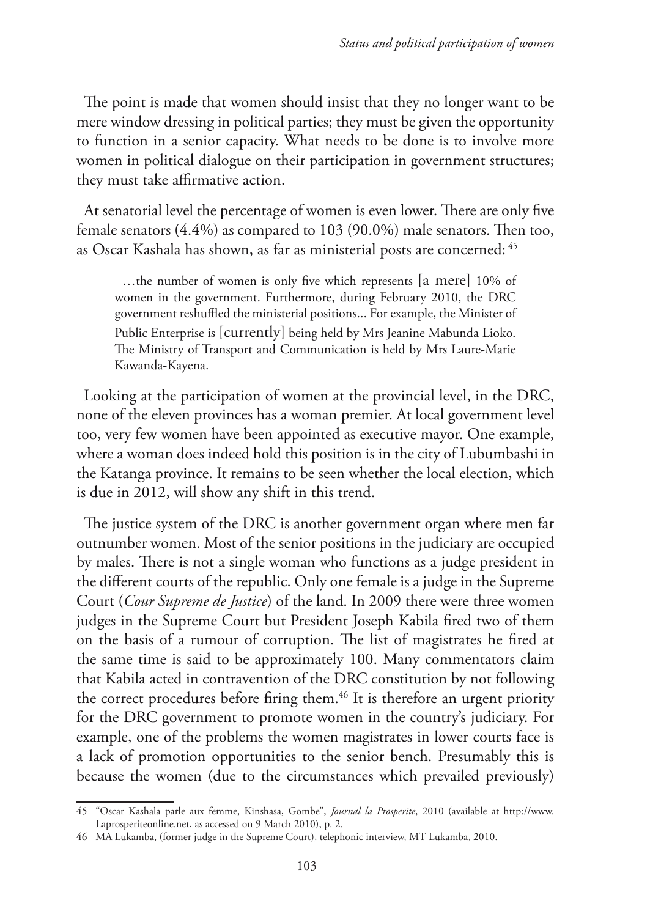The point is made that women should insist that they no longer want to be mere window dressing in political parties; they must be given the opportunity to function in a senior capacity. What needs to be done is to involve more women in political dialogue on their participation in government structures; they must take affirmative action.

At senatorial level the percentage of women is even lower. There are only five female senators (4.4%) as compared to 103 (90.0%) male senators. Then too, as Oscar Kashala has shown, as far as ministerial posts are concerned: [45]

> …the number of women is only five which represents [a mere] 10% of women in the government. Furthermore, during February 2010, the DRC government reshuffled the ministerial positions... For example, the Minister of Public Enterprise is [currently] being held by Mrs Jeanine Mabunda Lioko. The Ministry of Transport and Communication is held by Mrs Laure-Marie Kawanda-Kayena.

Looking at the participation of women at the provincial level, in the DRC, none of the eleven provinces has a woman premier. At local government level too, very few women have been appointed as executive mayor. One example, where a woman does indeed hold this position is in the city of Lubumbashi in the Katanga province. It remains to be seen whether the local election, which is due in 2012, will show any shift in this trend.

The justice system of the DRC is another government organ where men far outnumber women. Most of the senior positions in the judiciary are occupied by males. There is not a single woman who functions as a judge president in the different courts of the republic. Only one female is a judge in the Supreme Court (*Cour Supreme de Justice*) of the land. In 2009 there were three women judges in the Supreme Court but President Joseph Kabila fired two of them on the basis of a rumour of corruption. The list of magistrates he fired at the same time is said to be approximately 100. Many commentators claim that Kabila acted in contravention of the DRC constitution by not following the correct procedures before firing them.[46] It is therefore an urgent priority for the DRC government to promote women in the country's judiciary. For example, one of the problems the women magistrates in lower courts face is a lack of promotion opportunities to the senior bench. Presumably this is because the women (due to the circumstances which prevailed previously)

---

45 "Oscar Kashala parle aux femme, Kinshasa, Gombe", *Journal la Prosperite*, 2010 (available at http://www.Laprosperiteonline.net, as accessed on 9 March 2010), p. 2.

46 MA Lukamba, (former judge in the Supreme Court), telephonic interview, MT Lukamba, 2010.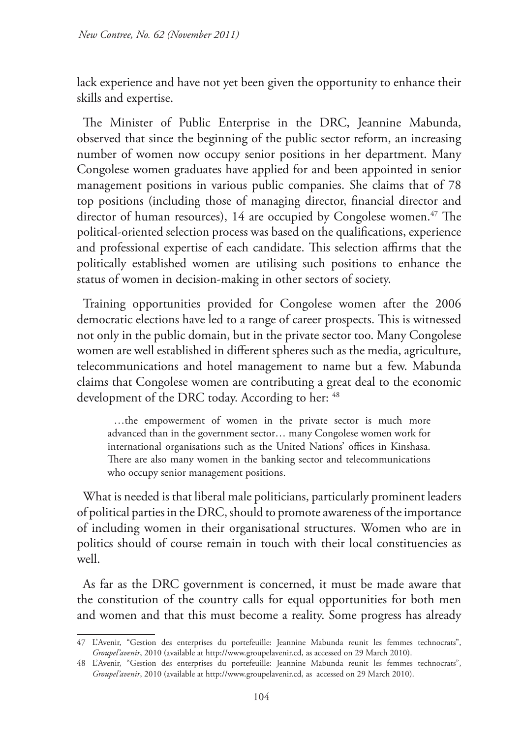lack experience and have not yet been given the opportunity to enhance their skills and expertise.

The Minister of Public Enterprise in the DRC, Jeannine Mabunda, observed that since the beginning of the public sector reform, an increasing number of women now occupy senior positions in her department. Many Congolese women graduates have applied for and been appointed in senior management positions in various public companies. She claims that of 78 top positions (including those of managing director, financial director and director of human resources), 14 are occupied by Congolese women.[47] The political-oriented selection process was based on the qualifications, experience and professional expertise of each candidate. This selection affirms that the politically established women are utilising such positions to enhance the status of women in decision-making in other sectors of society.

Training opportunities provided for Congolese women after the 2006 democratic elections have led to a range of career prospects. This is witnessed not only in the public domain, but in the private sector too. Many Congolese women are well established in different spheres such as the media, agriculture, telecommunications and hotel management to name but a few. Mabunda claims that Congolese women are contributing a great deal to the economic development of the DRC today. According to her: [48]

> …the empowerment of women in the private sector is much more advanced than in the government sector… many Congolese women work for international organisations such as the United Nations' offices in Kinshasa. There are also many women in the banking sector and telecommunications who occupy senior management positions.

What is needed is that liberal male politicians, particularly prominent leaders of political parties in the DRC, should to promote awareness of the importance of including women in their organisational structures. Women who are in politics should of course remain in touch with their local constituencies as well.

As far as the DRC government is concerned, it must be made aware that the constitution of the country calls for equal opportunities for both men and women and that this must become a reality. Some progress has already

---

47 L'Avenir, "Gestion des enterprises du portefeuille: Jeannine Mabunda reunit les femmes technocrats", *Groupel'avenir*, 2010 (available at http://www.groupelavenir.cd, as accessed on 29 March 2010).

48 L'Avenir, "Gestion des enterprises du portefeuille: Jeannine Mabunda reunit les femmes technocrats", *Groupel'avenir*, 2010 (available at http://www.groupelavenir.cd, as accessed on 29 March 2010).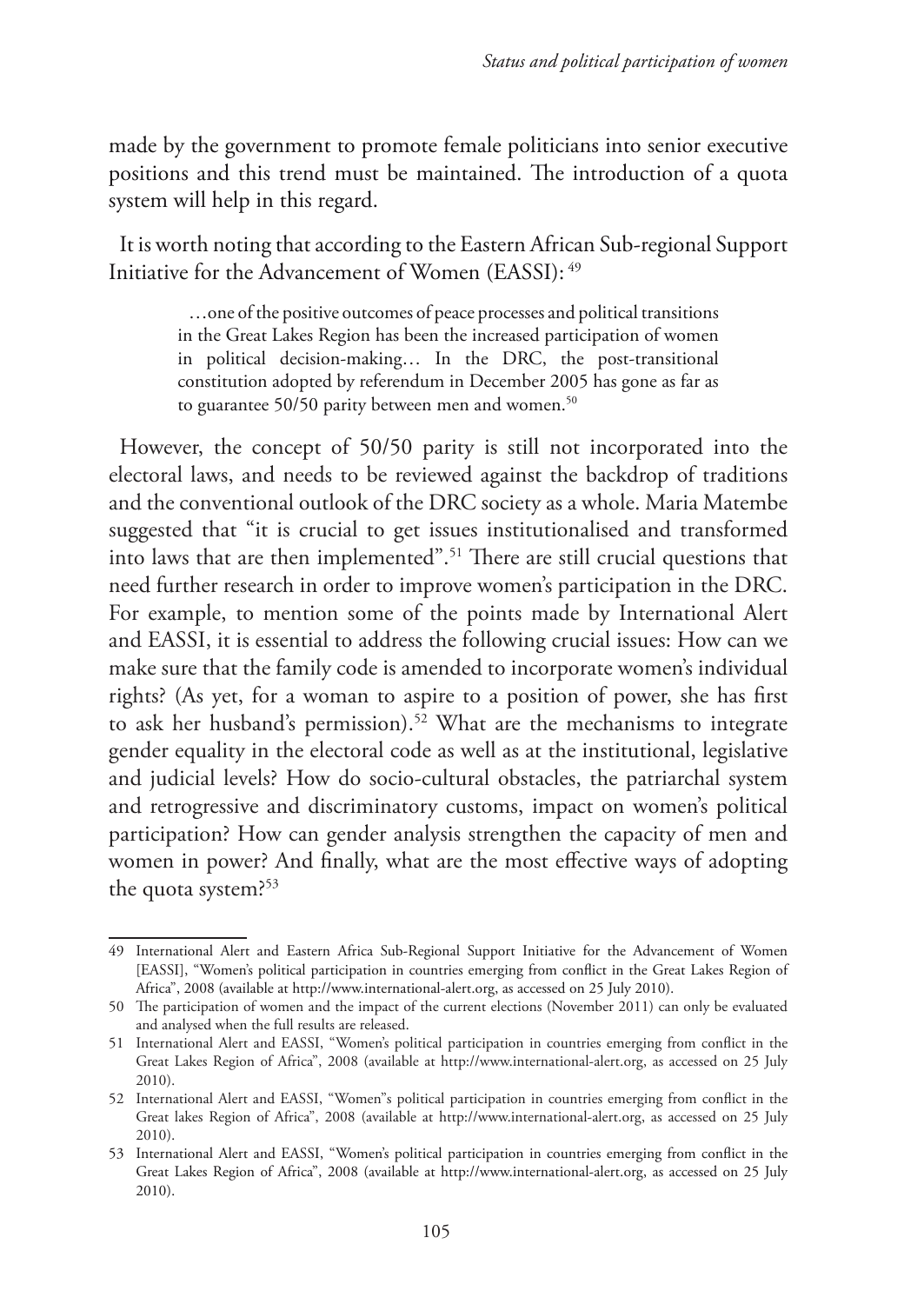made by the government to promote female politicians into senior executive positions and this trend must be maintained. The introduction of a quota system will help in this regard.

It is worth noting that according to the Eastern African Sub-regional Support Initiative for the Advancement of Women (EASSI): [49]

> …one of the positive outcomes of peace processes and political transitions in the Great Lakes Region has been the increased participation of women in political decision-making… In the DRC, the post-transitional constitution adopted by referendum in December 2005 has gone as far as to guarantee 50/50 parity between men and women.[50]

However, the concept of 50/50 parity is still not incorporated into the electoral laws, and needs to be reviewed against the backdrop of traditions and the conventional outlook of the DRC society as a whole. Maria Matembe suggested that "it is crucial to get issues institutionalised and transformed into laws that are then implemented".[51] There are still crucial questions that need further research in order to improve women's participation in the DRC. For example, to mention some of the points made by International Alert and EASSI, it is essential to address the following crucial issues: How can we make sure that the family code is amended to incorporate women's individual rights? (As yet, for a woman to aspire to a position of power, she has first to ask her husband's permission).[52] What are the mechanisms to integrate gender equality in the electoral code as well as at the institutional, legislative and judicial levels? How do socio-cultural obstacles, the patriarchal system and retrogressive and discriminatory customs, impact on women's political participation? How can gender analysis strengthen the capacity of men and women in power? And finally, what are the most effective ways of adopting the quota system?[53]

---

49 International Alert and Eastern Africa Sub-Regional Support Initiative for the Advancement of Women [EASSI], "Women's political participation in countries emerging from conflict in the Great Lakes Region of Africa", 2008 (available at http://www.international-alert.org, as accessed on 25 July 2010).

50 The participation of women and the impact of the current elections (November 2011) can only be evaluated and analysed when the full results are released.

51 International Alert and EASSI, "Women's political participation in countries emerging from conflict in the Great Lakes Region of Africa", 2008 (available at http://www.international-alert.org, as accessed on 25 July 2010).

52 International Alert and EASSI, "Women"s political participation in countries emerging from conflict in the Great lakes Region of Africa", 2008 (available at http://www.international-alert.org, as accessed on 25 July 2010).

53 International Alert and EASSI, "Women's political participation in countries emerging from conflict in the Great Lakes Region of Africa", 2008 (available at http://www.international-alert.org, as accessed on 25 July 2010).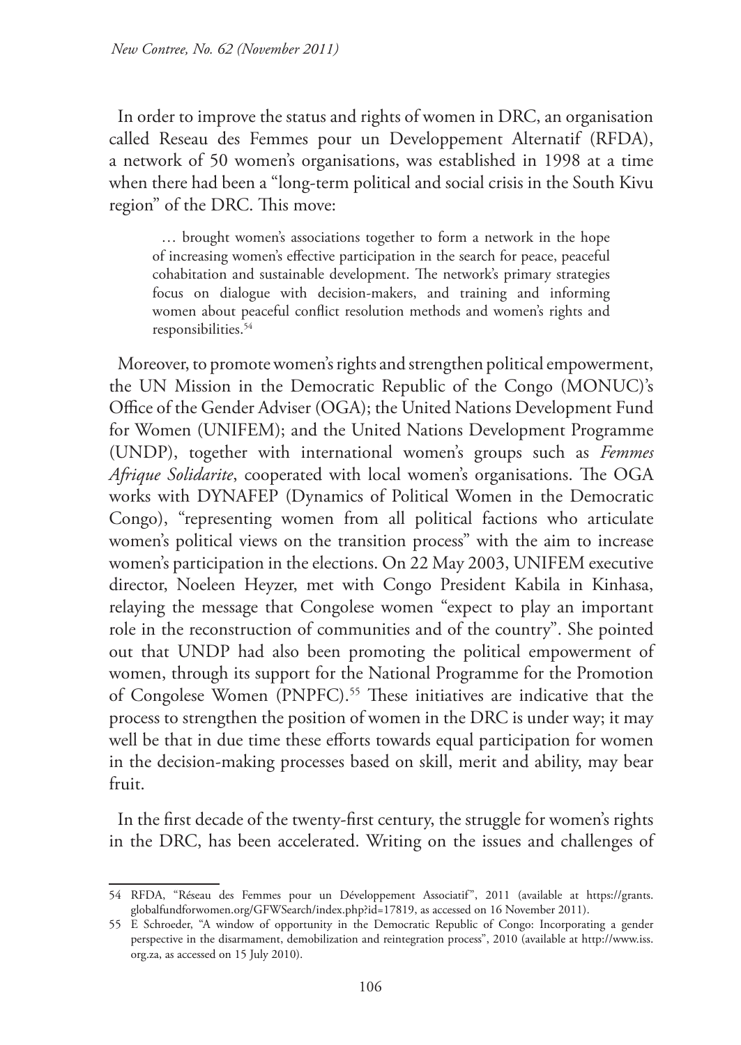In order to improve the status and rights of women in DRC, an organisation called Reseau des Femmes pour un Developpement Alternatif (RFDA), a network of 50 women's organisations, was established in 1998 at a time when there had been a "long-term political and social crisis in the South Kivu region" of the DRC. This move:

> … brought women's associations together to form a network in the hope of increasing women's effective participation in the search for peace, peaceful cohabitation and sustainable development. The network's primary strategies focus on dialogue with decision-makers, and training and informing women about peaceful conflict resolution methods and women's rights and responsibilities.[54]

Moreover, to promote women's rights and strengthen political empowerment, the UN Mission in the Democratic Republic of the Congo (MONUC)'s Office of the Gender Adviser (OGA); the United Nations Development Fund for Women (UNIFEM); and the United Nations Development Programme (UNDP), together with international women's groups such as *Femmes Afrique Solidarite*, cooperated with local women's organisations. The OGA works with DYNAFEP (Dynamics of Political Women in the Democratic Congo), "representing women from all political factions who articulate women's political views on the transition process" with the aim to increase women's participation in the elections. On 22 May 2003, UNIFEM executive director, Noeleen Heyzer, met with Congo President Kabila in Kinhasa, relaying the message that Congolese women "expect to play an important role in the reconstruction of communities and of the country". She pointed out that UNDP had also been promoting the political empowerment of women, through its support for the National Programme for the Promotion of Congolese Women (PNPFC).[55] These initiatives are indicative that the process to strengthen the position of women in the DRC is under way; it may well be that in due time these efforts towards equal participation for women in the decision-making processes based on skill, merit and ability, may bear fruit.

In the first decade of the twenty-first century, the struggle for women's rights in the DRC, has been accelerated. Writing on the issues and challenges of

---

54 RFDA, "Réseau des Femmes pour un Développement Associatif", 2011 (available at https://grants.globalfundforwomen.org/GFWSearch/index.php?id=17819, as accessed on 16 November 2011).

55 E Schroeder, "A window of opportunity in the Democratic Republic of Congo: Incorporating a gender perspective in the disarmament, demobilization and reintegration process", 2010 (available at http://www.iss.org.za, as accessed on 15 July 2010).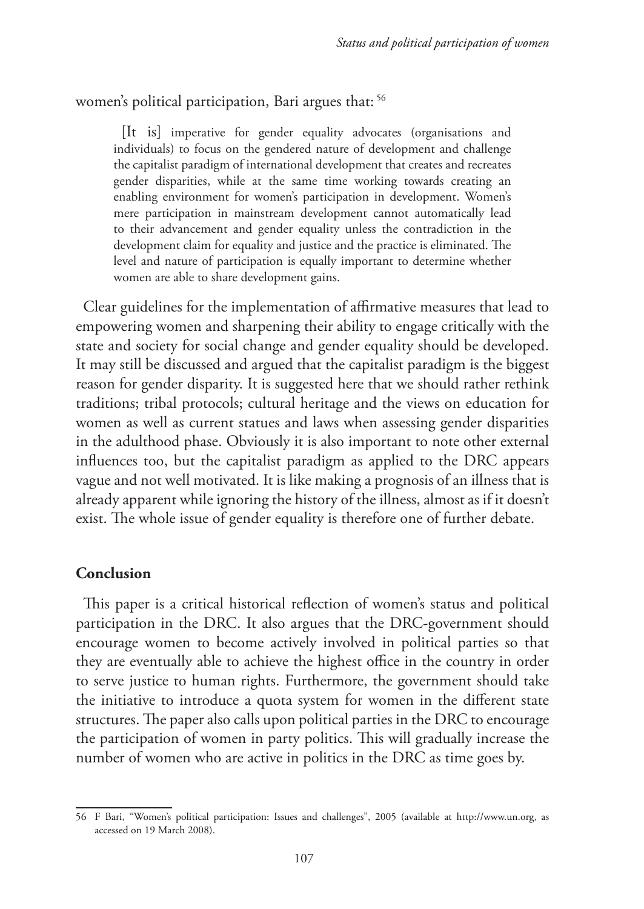women's political participation, Bari argues that: [56]

> [It is] imperative for gender equality advocates (organisations and individuals) to focus on the gendered nature of development and challenge the capitalist paradigm of international development that creates and recreates gender disparities, while at the same time working towards creating an enabling environment for women's participation in development. Women's mere participation in mainstream development cannot automatically lead to their advancement and gender equality unless the contradiction in the development claim for equality and justice and the practice is eliminated. The level and nature of participation is equally important to determine whether women are able to share development gains.

Clear guidelines for the implementation of affirmative measures that lead to empowering women and sharpening their ability to engage critically with the state and society for social change and gender equality should be developed. It may still be discussed and argued that the capitalist paradigm is the biggest reason for gender disparity. It is suggested here that we should rather rethink traditions; tribal protocols; cultural heritage and the views on education for women as well as current statues and laws when assessing gender disparities in the adulthood phase. Obviously it is also important to note other external influences too, but the capitalist paradigm as applied to the DRC appears vague and not well motivated. It is like making a prognosis of an illness that is already apparent while ignoring the history of the illness, almost as if it doesn't exist. The whole issue of gender equality is therefore one of further debate.

## Conclusion

This paper is a critical historical reflection of women's status and political participation in the DRC. It also argues that the DRC-government should encourage women to become actively involved in political parties so that they are eventually able to achieve the highest office in the country in order to serve justice to human rights. Furthermore, the government should take the initiative to introduce a quota system for women in the different state structures. The paper also calls upon political parties in the DRC to encourage the participation of women in party politics. This will gradually increase the number of women who are active in politics in the DRC as time goes by.

---

56 F Bari, "Women's political participation: Issues and challenges", 2005 (available at http://www.un.org, as accessed on 19 March 2008).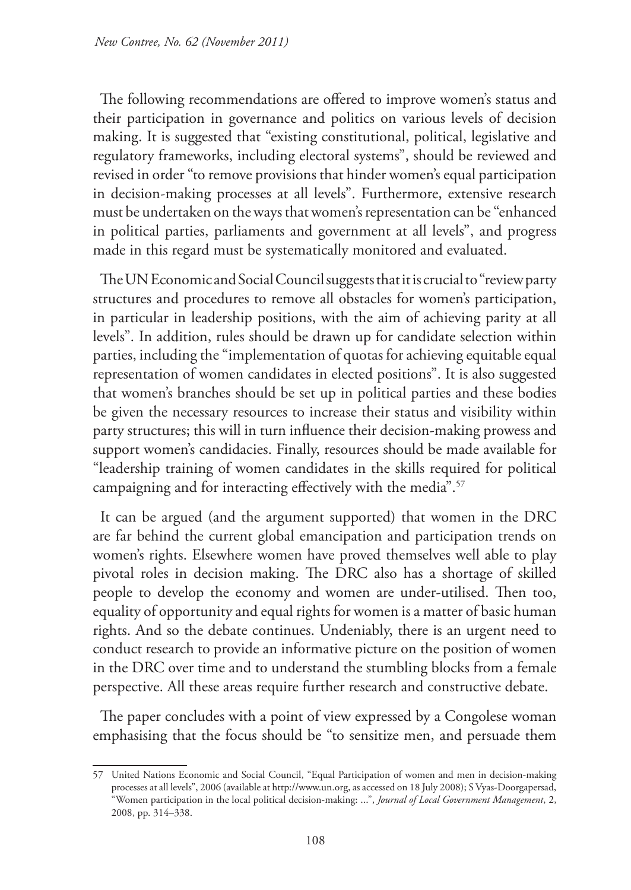The following recommendations are offered to improve women's status and their participation in governance and politics on various levels of decision making. It is suggested that "existing constitutional, political, legislative and regulatory frameworks, including electoral systems", should be reviewed and revised in order "to remove provisions that hinder women's equal participation in decision-making processes at all levels". Furthermore, extensive research must be undertaken on the ways that women's representation can be "enhanced in political parties, parliaments and government at all levels", and progress made in this regard must be systematically monitored and evaluated.

The UN Economic and Social Council suggests that it is crucial to "review party structures and procedures to remove all obstacles for women's participation, in particular in leadership positions, with the aim of achieving parity at all levels". In addition, rules should be drawn up for candidate selection within parties, including the "implementation of quotas for achieving equitable equal representation of women candidates in elected positions". It is also suggested that women's branches should be set up in political parties and these bodies be given the necessary resources to increase their status and visibility within party structures; this will in turn influence their decision-making prowess and support women's candidacies. Finally, resources should be made available for "leadership training of women candidates in the skills required for political campaigning and for interacting effectively with the media".[57]

It can be argued (and the argument supported) that women in the DRC are far behind the current global emancipation and participation trends on women's rights. Elsewhere women have proved themselves well able to play pivotal roles in decision making. The DRC also has a shortage of skilled people to develop the economy and women are under-utilised. Then too, equality of opportunity and equal rights for women is a matter of basic human rights. And so the debate continues. Undeniably, there is an urgent need to conduct research to provide an informative picture on the position of women in the DRC over time and to understand the stumbling blocks from a female perspective. All these areas require further research and constructive debate.

The paper concludes with a point of view expressed by a Congolese woman emphasising that the focus should be "to sensitize men, and persuade them

---

57 United Nations Economic and Social Council, "Equal Participation of women and men in decision-making processes at all levels", 2006 (available at http://www.un.org, as accessed on 18 July 2008); S Vyas-Doorgapersad, "Women participation in the local political decision-making: ...", *Journal of Local Government Management*, 2, 2008, pp. 314–338.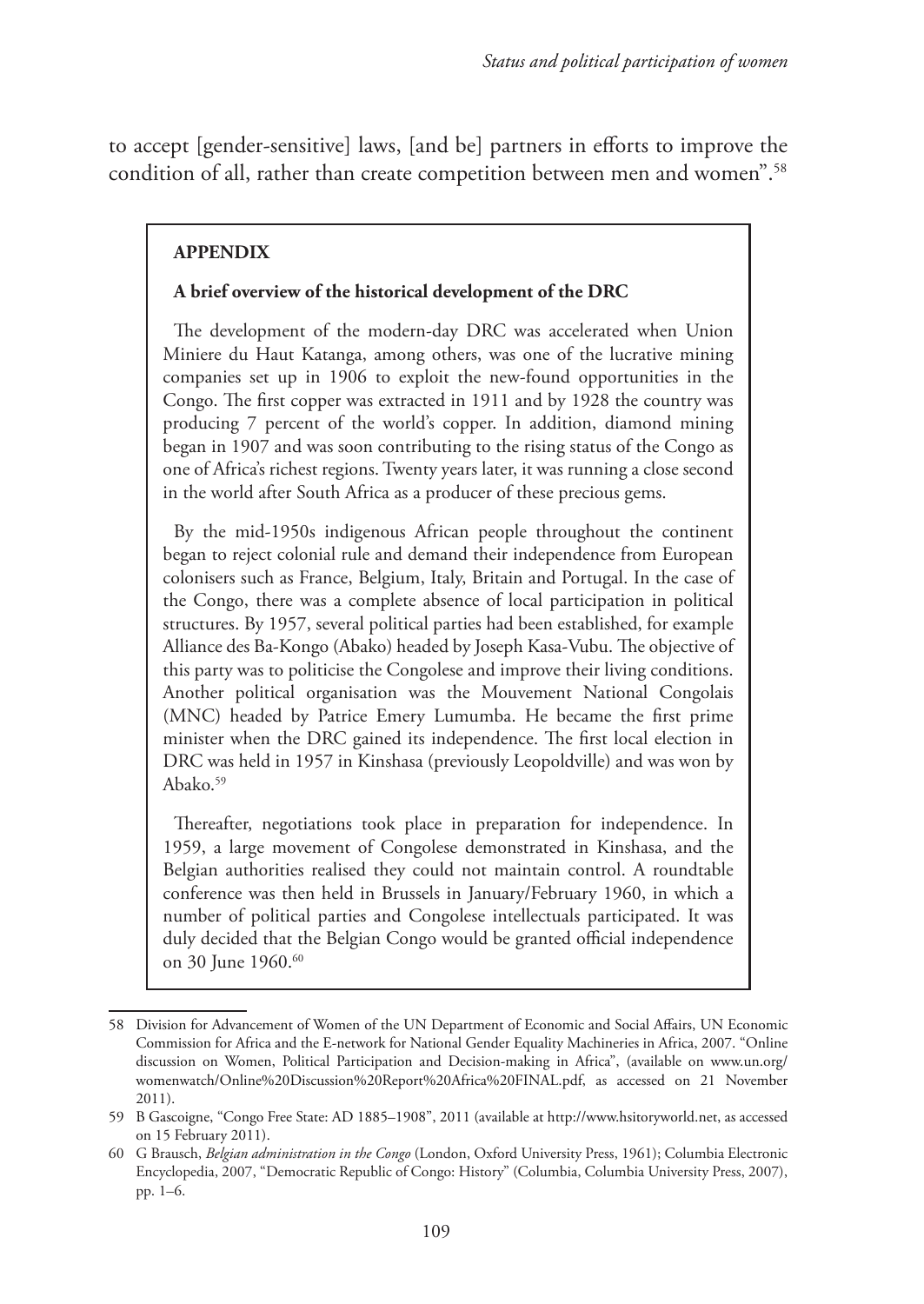to accept [gender-sensitive] laws, [and be] partners in efforts to improve the condition of all, rather than create competition between men and women".[58]

## APPENDIX

### A brief overview of the historical development of the DRC

The development of the modern-day DRC was accelerated when Union Miniere du Haut Katanga, among others, was one of the lucrative mining companies set up in 1906 to exploit the new-found opportunities in the Congo. The first copper was extracted in 1911 and by 1928 the country was producing 7 percent of the world's copper. In addition, diamond mining began in 1907 and was soon contributing to the rising status of the Congo as one of Africa's richest regions. Twenty years later, it was running a close second in the world after South Africa as a producer of these precious gems.

By the mid-1950s indigenous African people throughout the continent began to reject colonial rule and demand their independence from European colonisers such as France, Belgium, Italy, Britain and Portugal. In the case of the Congo, there was a complete absence of local participation in political structures. By 1957, several political parties had been established, for example Alliance des Ba-Kongo (Abako) headed by Joseph Kasa-Vubu. The objective of this party was to politicise the Congolese and improve their living conditions. Another political organisation was the Mouvement National Congolais (MNC) headed by Patrice Emery Lumumba. He became the first prime minister when the DRC gained its independence. The first local election in DRC was held in 1957 in Kinshasa (previously Leopoldville) and was won by Abako.[59]

Thereafter, negotiations took place in preparation for independence. In 1959, a large movement of Congolese demonstrated in Kinshasa, and the Belgian authorities realised they could not maintain control. A roundtable conference was then held in Brussels in January/February 1960, in which a number of political parties and Congolese intellectuals participated. It was duly decided that the Belgian Congo would be granted official independence on 30 June 1960.[60]

---

58 Division for Advancement of Women of the UN Department of Economic and Social Affairs, UN Economic Commission for Africa and the E-network for National Gender Equality Machineries in Africa, 2007. "Online discussion on Women, Political Participation and Decision-making in Africa", (available on www.un.org/womenwatch/Online%20Discussion%20Report%20Africa%20FINAL.pdf, as accessed on 21 November 2011).

59 B Gascoigne, "Congo Free State: AD 1885–1908", 2011 (available at http://www.hsitoryworld.net, as accessed on 15 February 2011).

60 G Brausch, *Belgian administration in the Congo* (London, Oxford University Press, 1961); Columbia Electronic Encyclopedia, 2007, "Democratic Republic of Congo: History" (Columbia, Columbia University Press, 2007), pp. 1–6.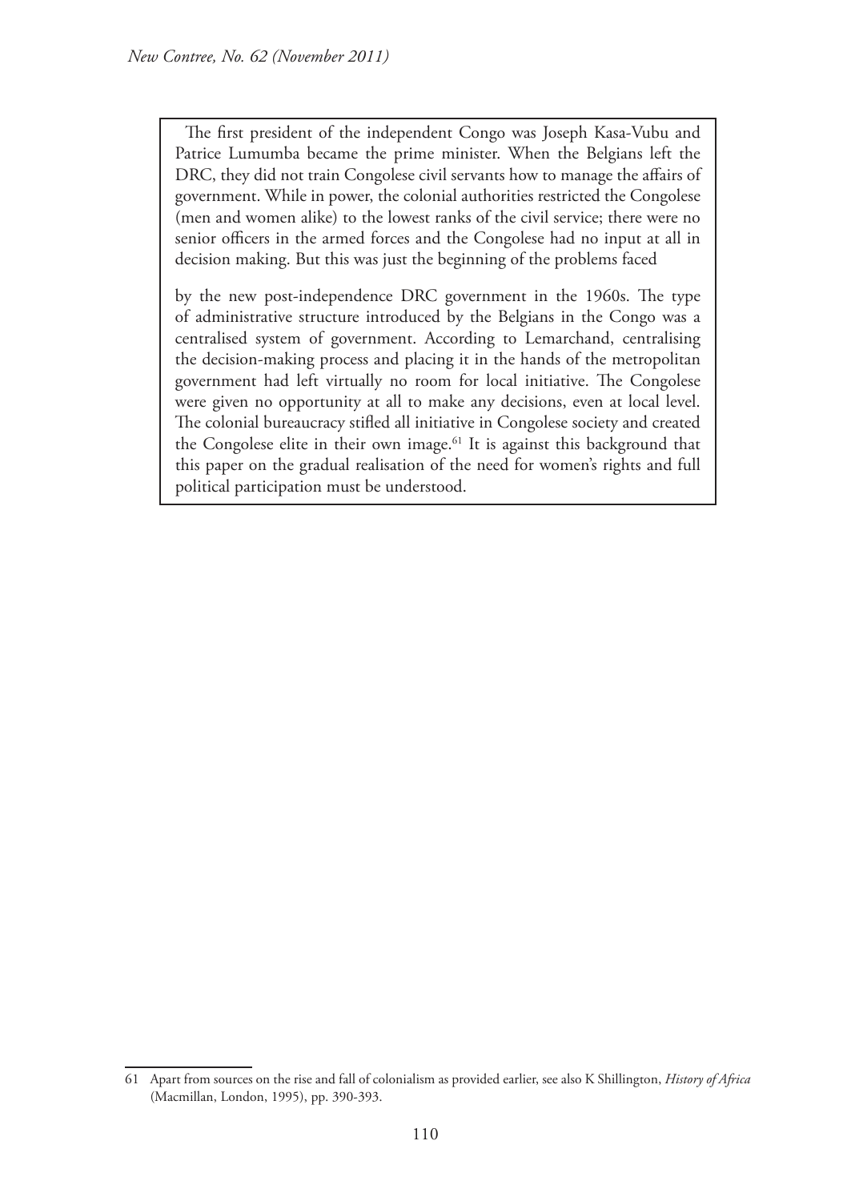The first president of the independent Congo was Joseph Kasa-Vubu and Patrice Lumumba became the prime minister. When the Belgians left the DRC, they did not train Congolese civil servants how to manage the affairs of government. While in power, the colonial authorities restricted the Congolese (men and women alike) to the lowest ranks of the civil service; there were no senior officers in the armed forces and the Congolese had no input at all in decision making. But this was just the beginning of the problems faced by the new post-independence DRC government in the 1960s. The type of administrative structure introduced by the Belgians in the Congo was a centralised system of government. According to Lemarchand, centralising the decision-making process and placing it in the hands of the metropolitan government had left virtually no room for local initiative. The Congolese were given no opportunity at all to make any decisions, even at local level. The colonial bureaucracy stifled all initiative in Congolese society and created the Congolese elite in their own image.[61] It is against this background that this paper on the gradual realisation of the need for women's rights and full political participation must be understood.

---

61 Apart from sources on the rise and fall of colonialism as provided earlier, see also K Shillington, *History of Africa* (Macmillan, London, 1995), pp. 390-393.